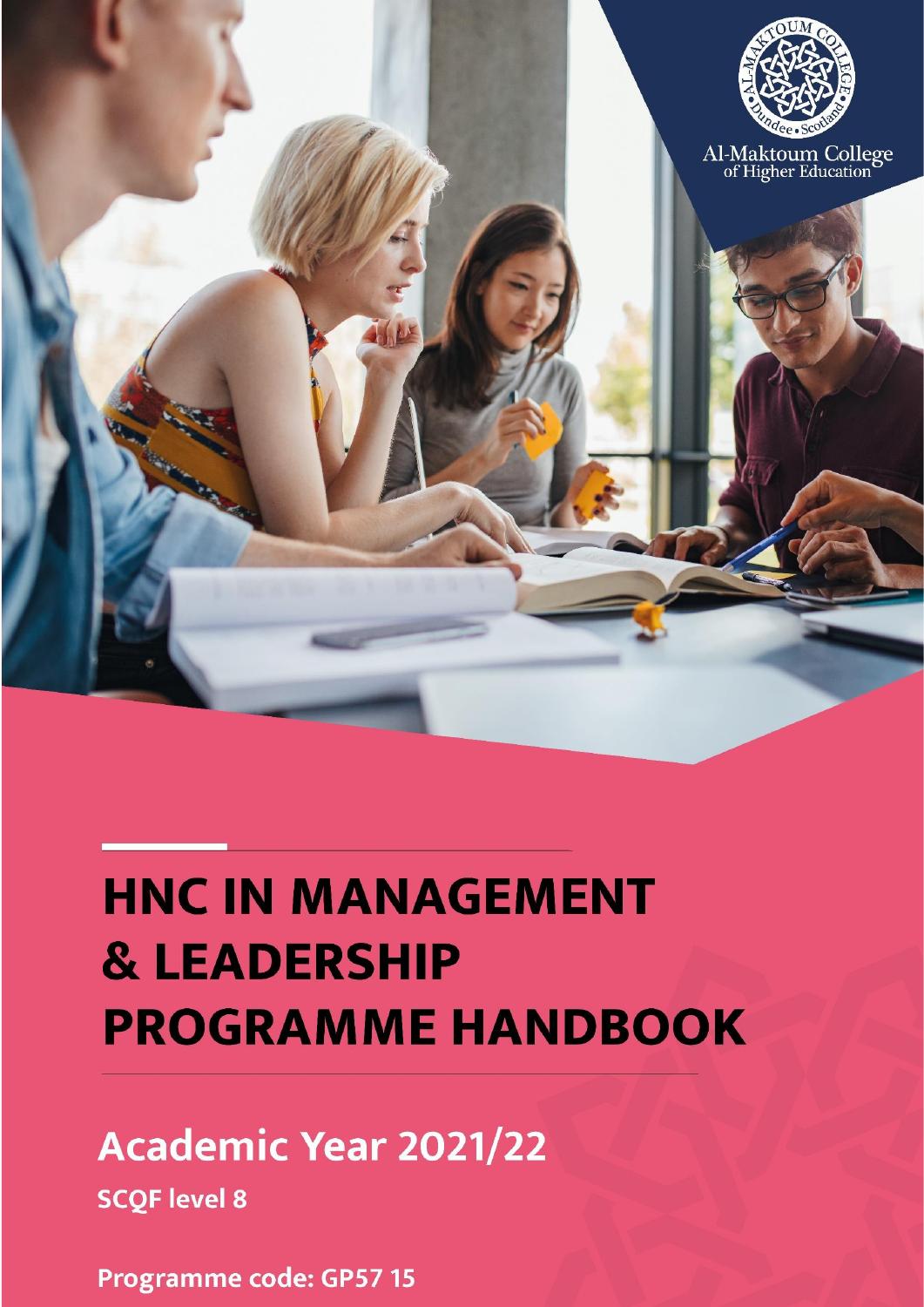Al-Maktoum College of Higher Education

# HNC IN MANAGEMENT & LEADERSHIP PROGRAMME HANDBOOK

## Academic Year 2021/22

**SCQF level 8**

**Programme code: GP57 15**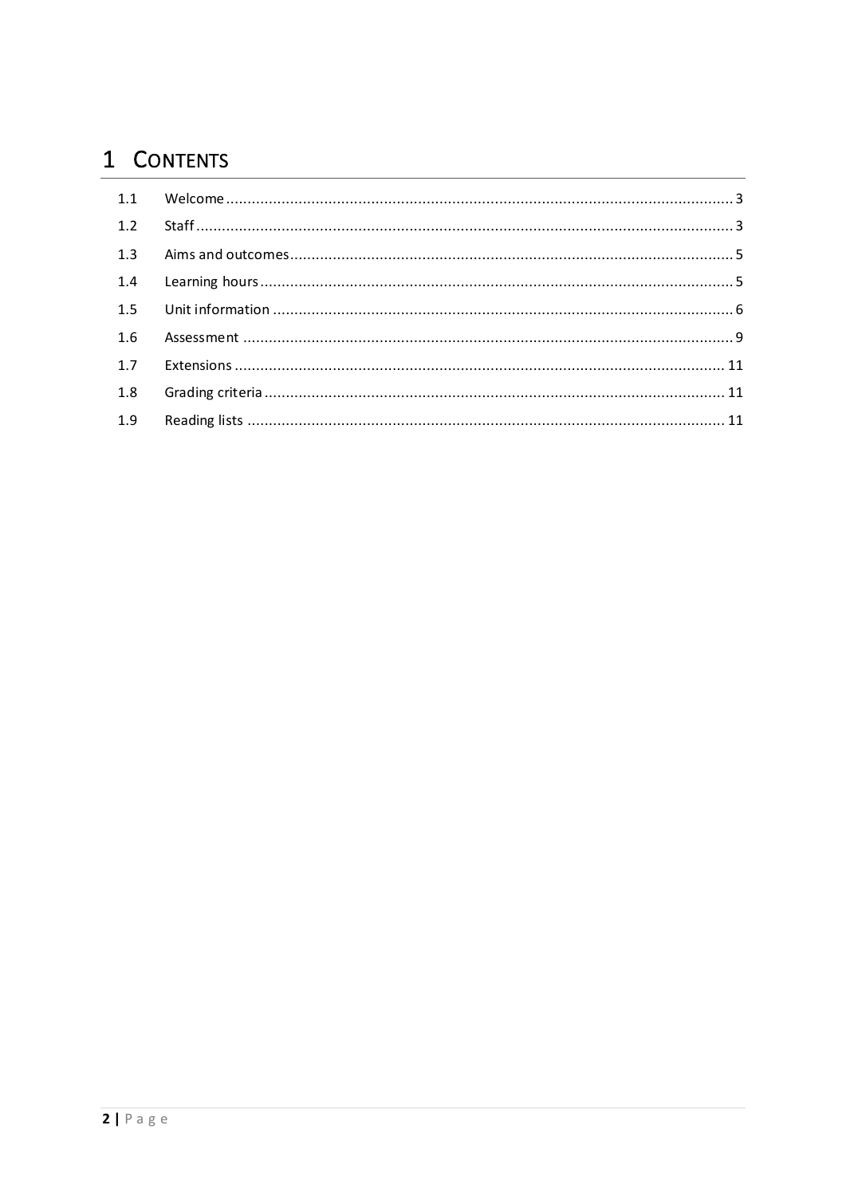# 1 CONTENTS

| | | |
|---|---|---|
| 1.1 | Welcome | 3 |
| 1.2 | Staff | 3 |
| 1.3 | Aims and outcomes | 5 |
| 1.4 | Learning hours | 5 |
| 1.5 | Unit information | 6 |
| 1.6 | Assessment | 9 |
| 1.7 | Extensions | 11 |
| 1.8 | Grading criteria | 11 |
| 1.9 | Reading lists | 11 |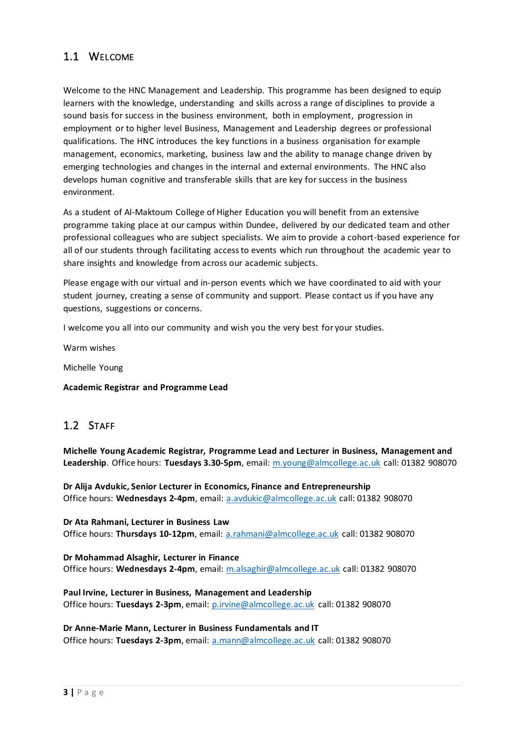## 1.1 Welcome

Welcome to the HNC Management and Leadership. This programme has been designed to equip learners with the knowledge, understanding and skills across a range of disciplines to provide a sound basis for success in the business environment, both in employment, progression in employment or to higher level Business, Management and Leadership degrees or professional qualifications. The HNC introduces the key functions in a business organisation for example management, economics, marketing, business law and the ability to manage change driven by emerging technologies and changes in the internal and external environments. The HNC also develops human cognitive and transferable skills that are key for success in the business environment.

As a student of Al-Maktoum College of Higher Education you will benefit from an extensive programme taking place at our campus within Dundee, delivered by our dedicated team and other professional colleagues who are subject specialists. We aim to provide a cohort-based experience for all of our students through facilitating access to events which run throughout the academic year to share insights and knowledge from across our academic subjects.

Please engage with our virtual and in-person events which we have coordinated to aid with your student journey, creating a sense of community and support. Please contact us if you have any questions, suggestions or concerns.

I welcome you all into our community and wish you the very best for your studies.

Warm wishes

Michelle Young

**Academic Registrar and Programme Lead**

## 1.2 Staff

**Michelle Young Academic Registrar, Programme Lead and Lecturer in Business, Management and Leadership**. Office hours: **Tuesdays 3.30-5pm**, email: m.young@almcollege.ac.uk call: 01382 908070

**Dr Alija Avdukic, Senior Lecturer in Economics, Finance and Entrepreneurship**
Office hours: **Wednesdays 2-4pm**, email: a.avdukic@almcollege.ac.uk call: 01382 908070

**Dr Ata Rahmani, Lecturer in Business Law**
Office hours: **Thursdays 10-12pm**, email: a.rahmani@almcollege.ac.uk call: 01382 908070

**Dr Mohammad Alsaghir, Lecturer in Finance**
Office hours: **Wednesdays 2-4pm**, email: m.alsaghir@almcollege.ac.uk call: 01382 908070

**Paul Irvine, Lecturer in Business, Management and Leadership**
Office hours: **Tuesdays 2-3pm**, email: p.irvine@almcollege.ac.uk call: 01382 908070

**Dr Anne-Marie Mann, Lecturer in Business Fundamentals and IT**
Office hours: **Tuesdays 2-3pm**, email: a.mann@almcollege.ac.uk call: 01382 908070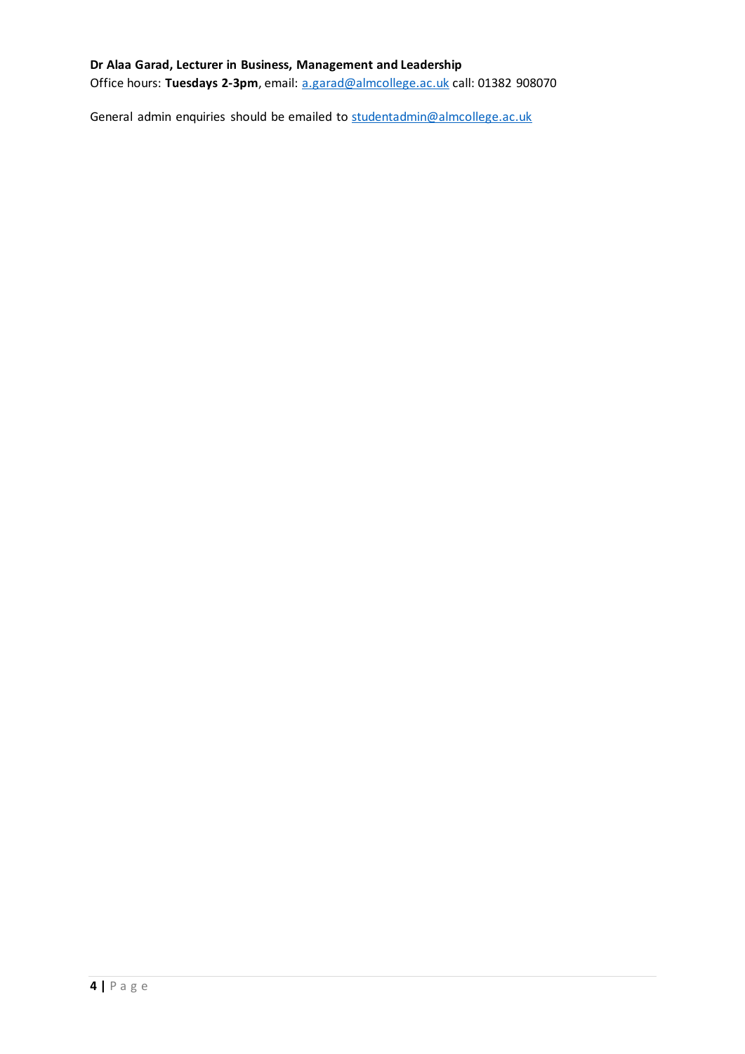**Dr Alaa Garad, Lecturer in Business, Management and Leadership**
Office hours: **Tuesdays 2-3pm**, email: a.garad@almcollege.ac.uk call: 01382 908070

General admin enquiries should be emailed to studentadmin@almcollege.ac.uk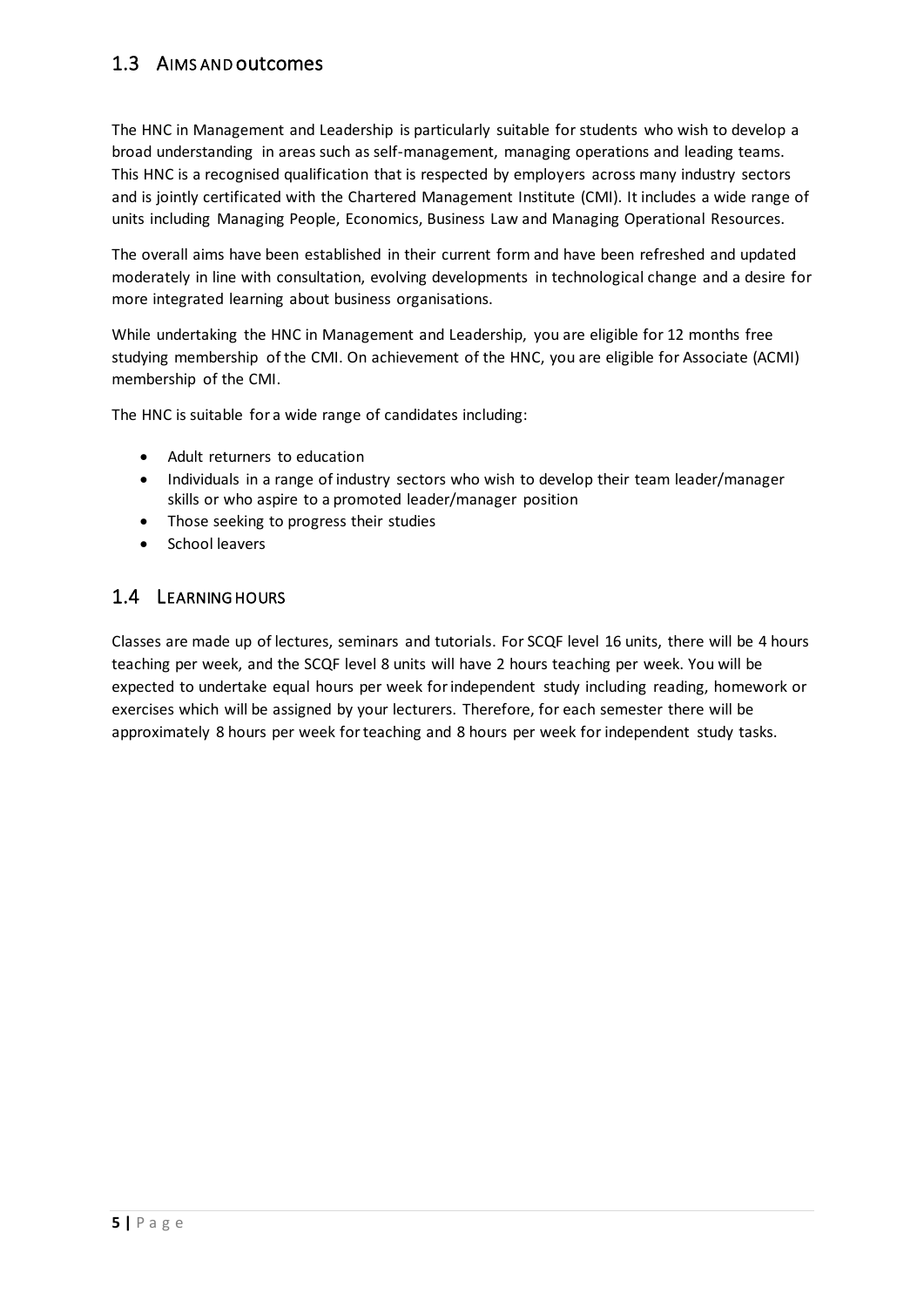## 1.3 AIMS AND outcomes

The HNC in Management and Leadership is particularly suitable for students who wish to develop a broad understanding in areas such as self-management, managing operations and leading teams. This HNC is a recognised qualification that is respected by employers across many industry sectors and is jointly certificated with the Chartered Management Institute (CMI). It includes a wide range of units including Managing People, Economics, Business Law and Managing Operational Resources.

The overall aims have been established in their current form and have been refreshed and updated moderately in line with consultation, evolving developments in technological change and a desire for more integrated learning about business organisations.

While undertaking the HNC in Management and Leadership, you are eligible for 12 months free studying membership of the CMI. On achievement of the HNC, you are eligible for Associate (ACMI) membership of the CMI.

The HNC is suitable for a wide range of candidates including:

- Adult returners to education
- Individuals in a range of industry sectors who wish to develop their team leader/manager skills or who aspire to a promoted leader/manager position
- Those seeking to progress their studies
- School leavers

## 1.4 LEARNING HOURS

Classes are made up of lectures, seminars and tutorials. For SCQF level 16 units, there will be 4 hours teaching per week, and the SCQF level 8 units will have 2 hours teaching per week. You will be expected to undertake equal hours per week for independent study including reading, homework or exercises which will be assigned by your lecturers. Therefore, for each semester there will be approximately 8 hours per week for teaching and 8 hours per week for independent study tasks.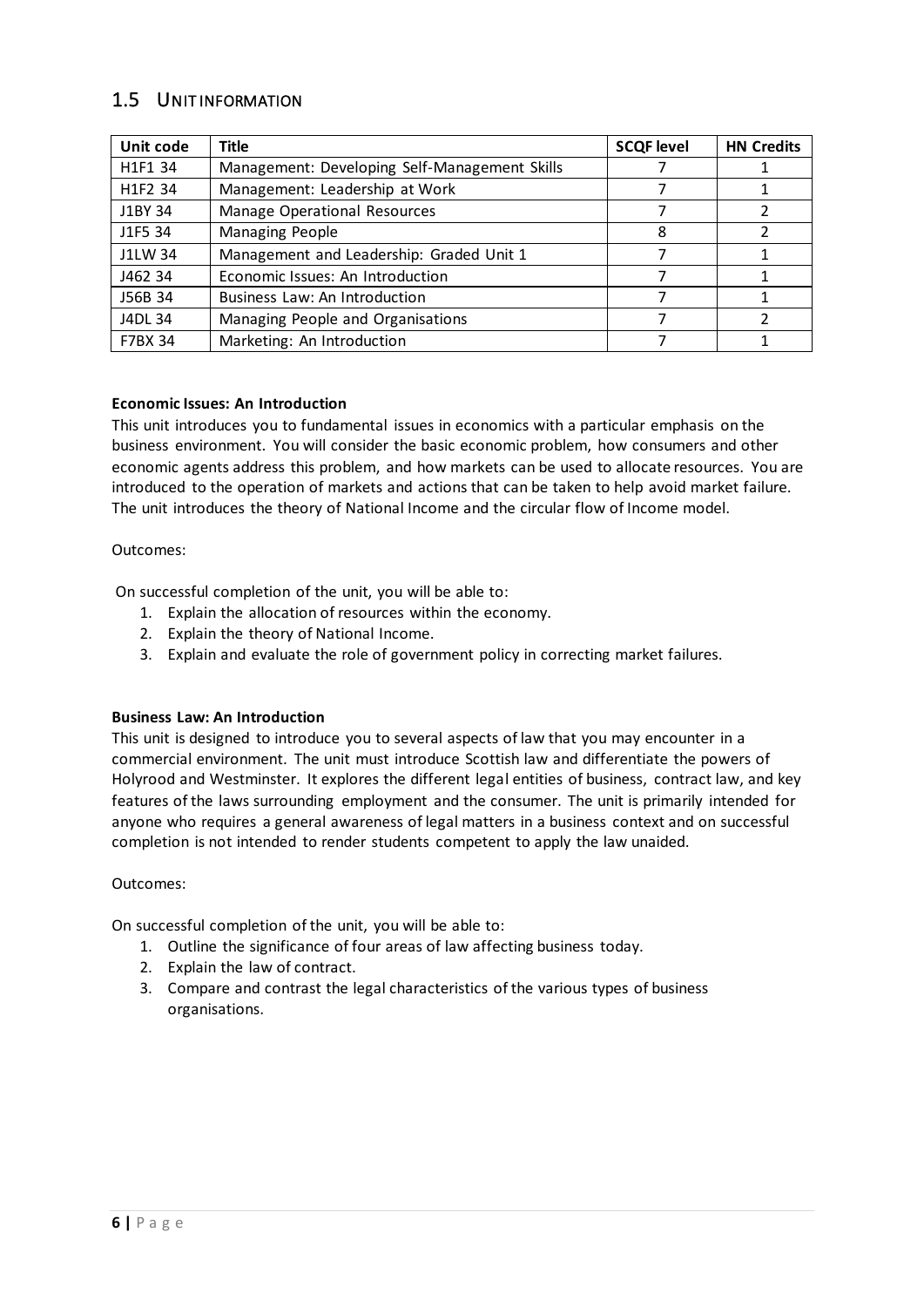## 1.5 Unit Information

| Unit code | Title | SCQF level | HN Credits |
|---|---|---|---|
| H1F1 34 | Management: Developing Self-Management Skills | 7 | 1 |
| H1F2 34 | Management: Leadership at Work | 7 | 1 |
| J1BY 34 | Manage Operational Resources | 7 | 2 |
| J1F5 34 | Managing People | 8 | 2 |
| J1LW 34 | Management and Leadership: Graded Unit 1 | 7 | 1 |
| J462 34 | Economic Issues: An Introduction | 7 | 1 |
| J56B 34 | Business Law: An Introduction | 7 | 1 |
| J4DL 34 | Managing People and Organisations | 7 | 2 |
| F7BX 34 | Marketing: An Introduction | 7 | 1 |

**Economic Issues: An Introduction**

This unit introduces you to fundamental issues in economics with a particular emphasis on the business environment. You will consider the basic economic problem, how consumers and other economic agents address this problem, and how markets can be used to allocate resources. You are introduced to the operation of markets and actions that can be taken to help avoid market failure. The unit introduces the theory of National Income and the circular flow of Income model.

Outcomes:

On successful completion of the unit, you will be able to:

1. Explain the allocation of resources within the economy.
2. Explain the theory of National Income.
3. Explain and evaluate the role of government policy in correcting market failures.

**Business Law: An Introduction**

This unit is designed to introduce you to several aspects of law that you may encounter in a commercial environment. The unit must introduce Scottish law and differentiate the powers of Holyrood and Westminster. It explores the different legal entities of business, contract law, and key features of the laws surrounding employment and the consumer. The unit is primarily intended for anyone who requires a general awareness of legal matters in a business context and on successful completion is not intended to render students competent to apply the law unaided.

Outcomes:

On successful completion of the unit, you will be able to:

1. Outline the significance of four areas of law affecting business today.
2. Explain the law of contract.
3. Compare and contrast the legal characteristics of the various types of business organisations.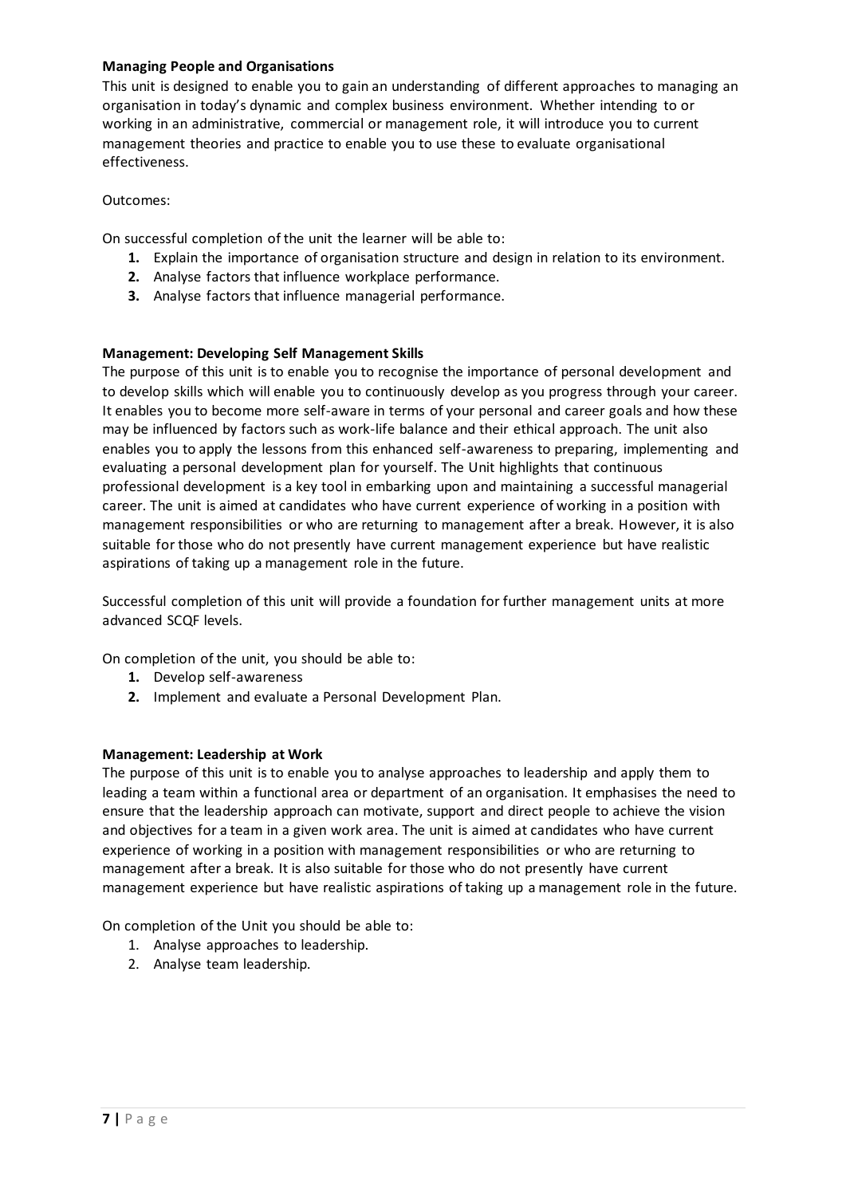**Managing People and Organisations**

This unit is designed to enable you to gain an understanding of different approaches to managing an organisation in today's dynamic and complex business environment. Whether intending to or working in an administrative, commercial or management role, it will introduce you to current management theories and practice to enable you to use these to evaluate organisational effectiveness.

Outcomes:

On successful completion of the unit the learner will be able to:

1. Explain the importance of organisation structure and design in relation to its environment.
2. Analyse factors that influence workplace performance.
3. Analyse factors that influence managerial performance.

**Management: Developing Self Management Skills**

The purpose of this unit is to enable you to recognise the importance of personal development and to develop skills which will enable you to continuously develop as you progress through your career. It enables you to become more self-aware in terms of your personal and career goals and how these may be influenced by factors such as work-life balance and their ethical approach. The unit also enables you to apply the lessons from this enhanced self-awareness to preparing, implementing and evaluating a personal development plan for yourself. The Unit highlights that continuous professional development is a key tool in embarking upon and maintaining a successful managerial career. The unit is aimed at candidates who have current experience of working in a position with management responsibilities or who are returning to management after a break. However, it is also suitable for those who do not presently have current management experience but have realistic aspirations of taking up a management role in the future.

Successful completion of this unit will provide a foundation for further management units at more advanced SCQF levels.

On completion of the unit, you should be able to:

1. Develop self-awareness
2. Implement and evaluate a Personal Development Plan.

**Management: Leadership at Work**

The purpose of this unit is to enable you to analyse approaches to leadership and apply them to leading a team within a functional area or department of an organisation. It emphasises the need to ensure that the leadership approach can motivate, support and direct people to achieve the vision and objectives for a team in a given work area. The unit is aimed at candidates who have current experience of working in a position with management responsibilities or who are returning to management after a break. It is also suitable for those who do not presently have current management experience but have realistic aspirations of taking up a management role in the future.

On completion of the Unit you should be able to:

1. Analyse approaches to leadership.
2. Analyse team leadership.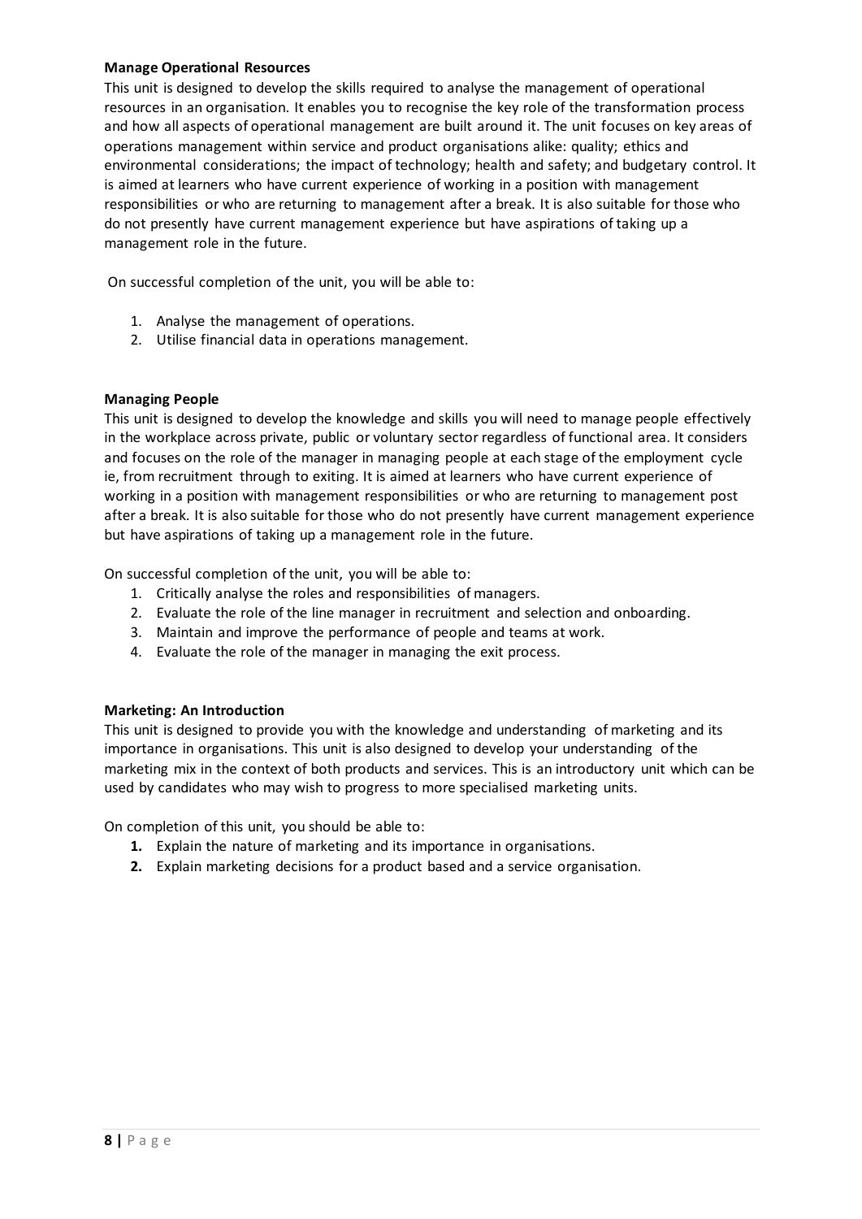### Manage Operational Resources

This unit is designed to develop the skills required to analyse the management of operational resources in an organisation. It enables you to recognise the key role of the transformation process and how all aspects of operational management are built around it. The unit focuses on key areas of operations management within service and product organisations alike: quality; ethics and environmental considerations; the impact of technology; health and safety; and budgetary control. It is aimed at learners who have current experience of working in a position with management responsibilities or who are returning to management after a break. It is also suitable for those who do not presently have current management experience but have aspirations of taking up a management role in the future.

On successful completion of the unit, you will be able to:

1. Analyse the management of operations.
2. Utilise financial data in operations management.

### Managing People

This unit is designed to develop the knowledge and skills you will need to manage people effectively in the workplace across private, public or voluntary sector regardless of functional area. It considers and focuses on the role of the manager in managing people at each stage of the employment cycle ie, from recruitment through to exiting. It is aimed at learners who have current experience of working in a position with management responsibilities or who are returning to management post after a break. It is also suitable for those who do not presently have current management experience but have aspirations of taking up a management role in the future.

On successful completion of the unit, you will be able to:

1. Critically analyse the roles and responsibilities of managers.
2. Evaluate the role of the line manager in recruitment and selection and onboarding.
3. Maintain and improve the performance of people and teams at work.
4. Evaluate the role of the manager in managing the exit process.

### Marketing: An Introduction

This unit is designed to provide you with the knowledge and understanding of marketing and its importance in organisations. This unit is also designed to develop your understanding of the marketing mix in the context of both products and services. This is an introductory unit which can be used by candidates who may wish to progress to more specialised marketing units.

On completion of this unit, you should be able to:

1. Explain the nature of marketing and its importance in organisations.
2. Explain marketing decisions for a product based and a service organisation.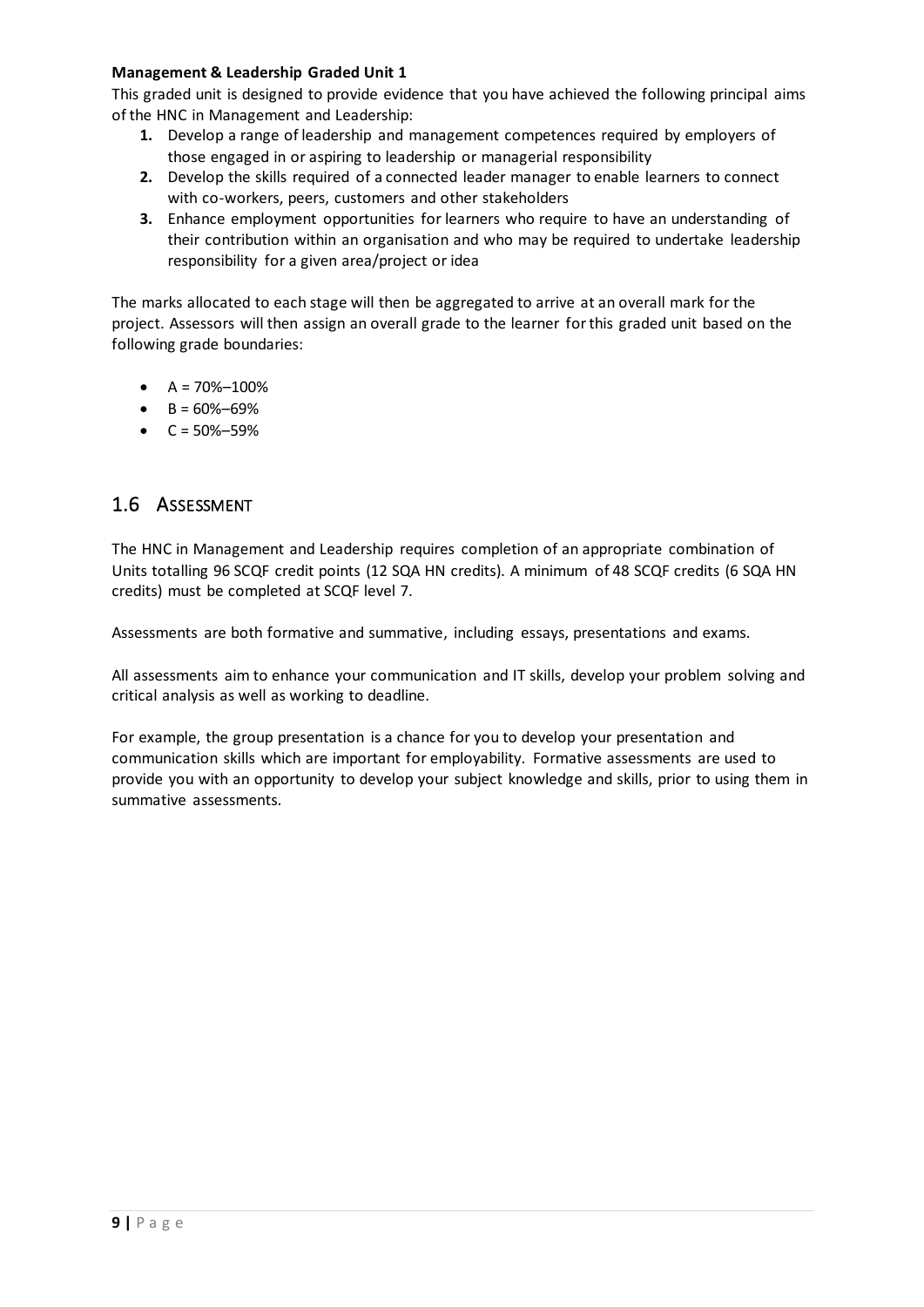**Management & Leadership Graded Unit 1**

This graded unit is designed to provide evidence that you have achieved the following principal aims of the HNC in Management and Leadership:

1. Develop a range of leadership and management competences required by employers of those engaged in or aspiring to leadership or managerial responsibility
2. Develop the skills required of a connected leader manager to enable learners to connect with co-workers, peers, customers and other stakeholders
3. Enhance employment opportunities for learners who require to have an understanding of their contribution within an organisation and who may be required to undertake leadership responsibility for a given area/project or idea

The marks allocated to each stage will then be aggregated to arrive at an overall mark for the project. Assessors will then assign an overall grade to the learner for this graded unit based on the following grade boundaries:

- A = 70%–100%
- B = 60%–69%
- C = 50%–59%

## 1.6 Assessment

The HNC in Management and Leadership requires completion of an appropriate combination of Units totalling 96 SCQF credit points (12 SQA HN credits). A minimum of 48 SCQF credits (6 SQA HN credits) must be completed at SCQF level 7.

Assessments are both formative and summative, including essays, presentations and exams.

All assessments aim to enhance your communication and IT skills, develop your problem solving and critical analysis as well as working to deadline.

For example, the group presentation is a chance for you to develop your presentation and communication skills which are important for employability. Formative assessments are used to provide you with an opportunity to develop your subject knowledge and skills, prior to using them in summative assessments.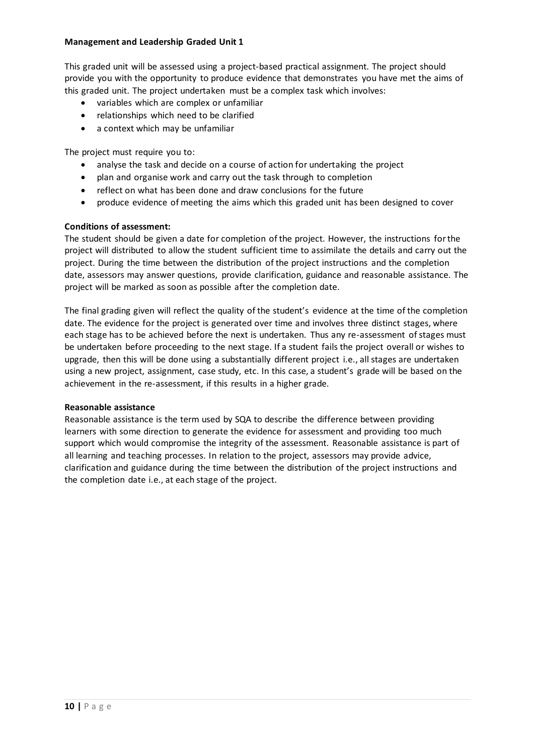**Management and Leadership Graded Unit 1**

This graded unit will be assessed using a project-based practical assignment. The project should provide you with the opportunity to produce evidence that demonstrates you have met the aims of this graded unit. The project undertaken must be a complex task which involves:

- variables which are complex or unfamiliar
- relationships which need to be clarified
- a context which may be unfamiliar

The project must require you to:

- analyse the task and decide on a course of action for undertaking the project
- plan and organise work and carry out the task through to completion
- reflect on what has been done and draw conclusions for the future
- produce evidence of meeting the aims which this graded unit has been designed to cover

**Conditions of assessment:**

The student should be given a date for completion of the project. However, the instructions for the project will distributed to allow the student sufficient time to assimilate the details and carry out the project. During the time between the distribution of the project instructions and the completion date, assessors may answer questions, provide clarification, guidance and reasonable assistance. The project will be marked as soon as possible after the completion date.

The final grading given will reflect the quality of the student's evidence at the time of the completion date. The evidence for the project is generated over time and involves three distinct stages, where each stage has to be achieved before the next is undertaken. Thus any re-assessment of stages must be undertaken before proceeding to the next stage. If a student fails the project overall or wishes to upgrade, then this will be done using a substantially different project i.e., all stages are undertaken using a new project, assignment, case study, etc. In this case, a student's grade will be based on the achievement in the re-assessment, if this results in a higher grade.

**Reasonable assistance**

Reasonable assistance is the term used by SQA to describe the difference between providing learners with some direction to generate the evidence for assessment and providing too much support which would compromise the integrity of the assessment. Reasonable assistance is part of all learning and teaching processes. In relation to the project, assessors may provide advice, clarification and guidance during the time between the distribution of the project instructions and the completion date i.e., at each stage of the project.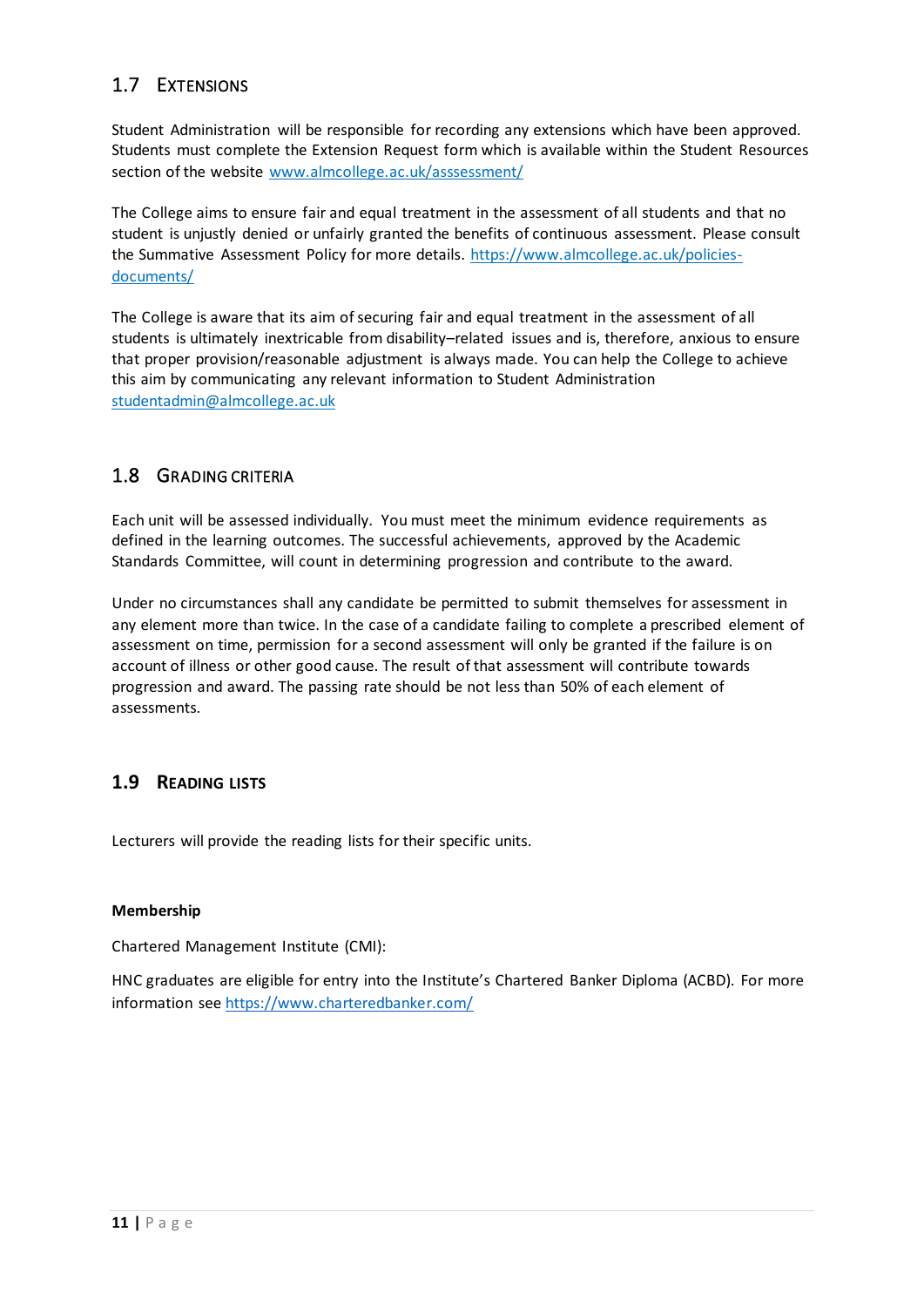## 1.7 Extensions

Student Administration will be responsible for recording any extensions which have been approved. Students must complete the Extension Request form which is available within the Student Resources section of the website www.almcollege.ac.uk/asssessment/

The College aims to ensure fair and equal treatment in the assessment of all students and that no student is unjustly denied or unfairly granted the benefits of continuous assessment. Please consult the Summative Assessment Policy for more details. https://www.almcollege.ac.uk/policies-documents/

The College is aware that its aim of securing fair and equal treatment in the assessment of all students is ultimately inextricable from disability–related issues and is, therefore, anxious to ensure that proper provision/reasonable adjustment is always made. You can help the College to achieve this aim by communicating any relevant information to Student Administration studentadmin@almcollege.ac.uk

## 1.8 Grading Criteria

Each unit will be assessed individually. You must meet the minimum evidence requirements as defined in the learning outcomes. The successful achievements, approved by the Academic Standards Committee, will count in determining progression and contribute to the award.

Under no circumstances shall any candidate be permitted to submit themselves for assessment in any element more than twice. In the case of a candidate failing to complete a prescribed element of assessment on time, permission for a second assessment will only be granted if the failure is on account of illness or other good cause. The result of that assessment will contribute towards progression and award. The passing rate should be not less than 50% of each element of assessments.

## 1.9 Reading Lists

Lecturers will provide the reading lists for their specific units.

**Membership**

Chartered Management Institute (CMI):

HNC graduates are eligible for entry into the Institute's Chartered Banker Diploma (ACBD). For more information see https://www.charteredbanker.com/